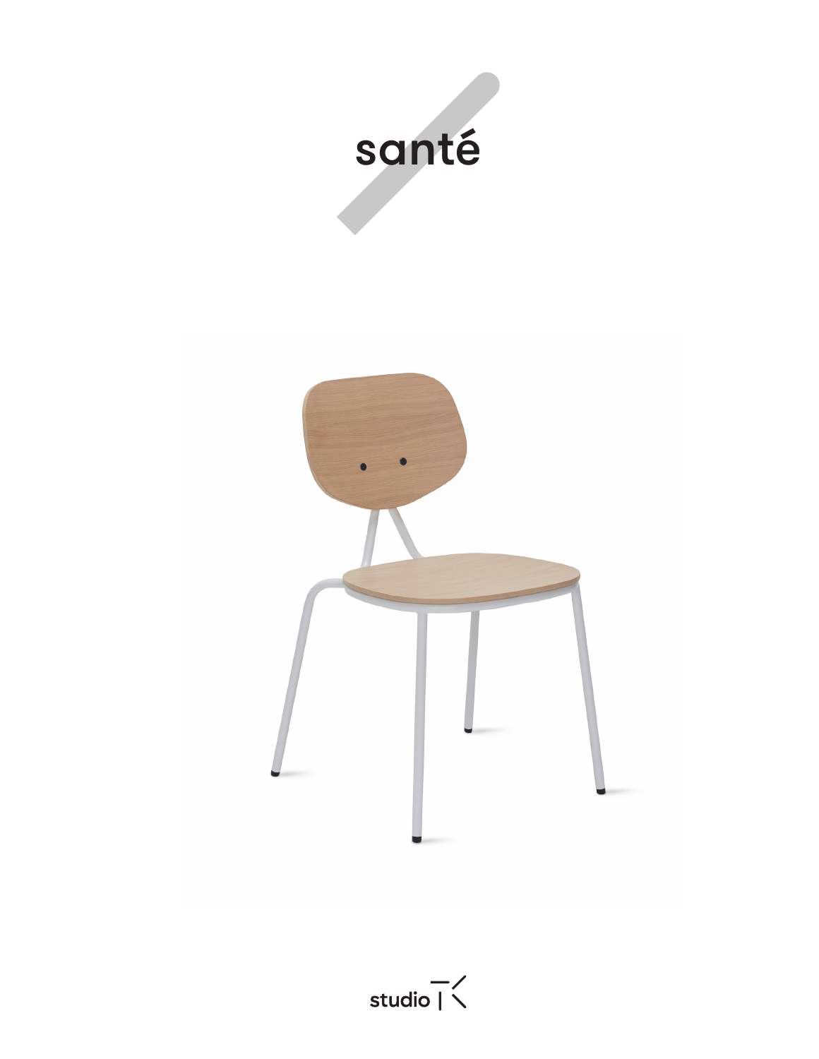# santé

studio TK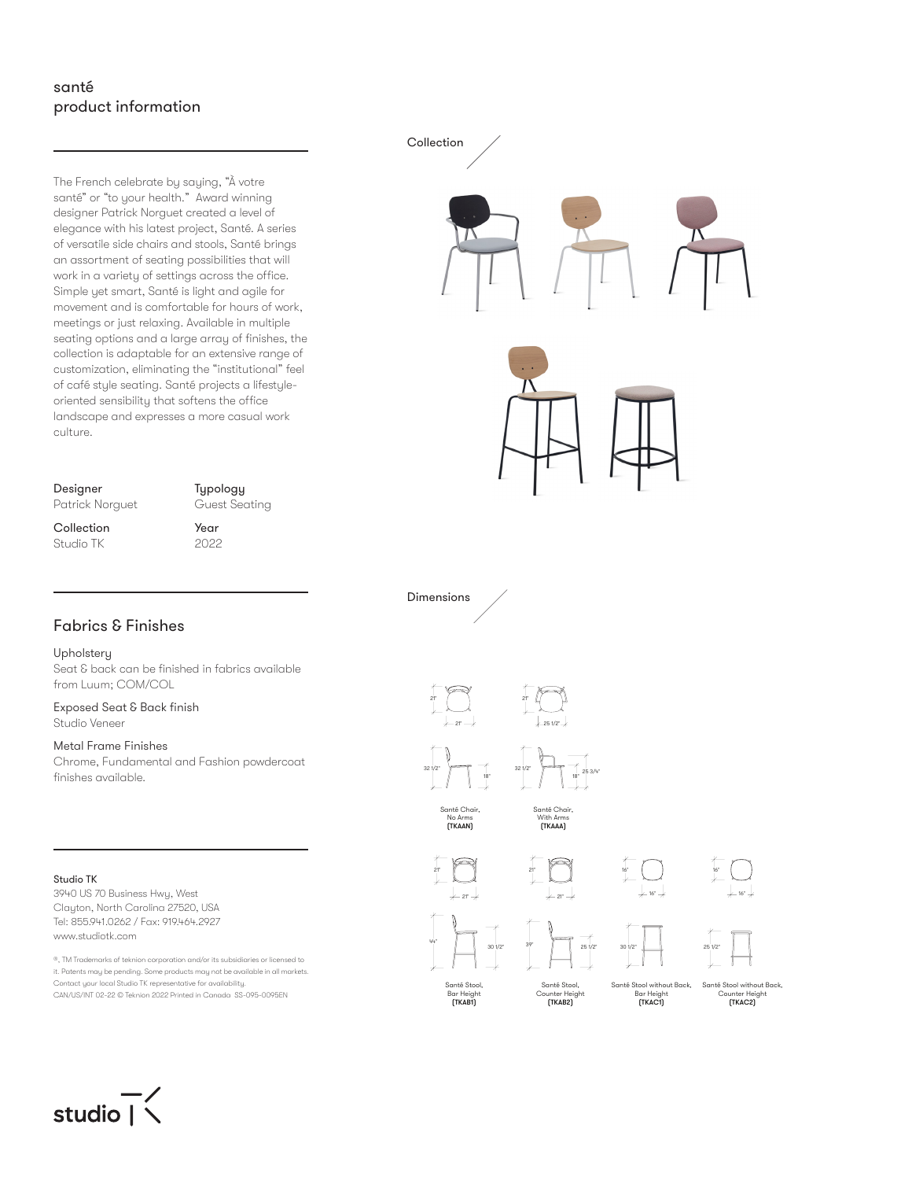# santé
## product information

The French celebrate by saying, "À votre santé" or "to your health." Award winning designer Patrick Norguet created a level of elegance with his latest project, Santé. A series of versatile side chairs and stools, Santé brings an assortment of seating possibilities that will work in a variety of settings across the office. Simple yet smart, Santé is light and agile for movement and is comfortable for hours of work, meetings or just relaxing. Available in multiple seating options and a large array of finishes, the collection is adaptable for an extensive range of customization, eliminating the "institutional" feel of café style seating. Santé projects a lifestyle-oriented sensibility that softens the office landscape and expresses a more casual work culture.

**Designer**
Patrick Norguet

**Typology**
Guest Seating

**Collection**
Studio TK

**Year**
2022

## Fabrics & Finishes

**Upholstery**
Seat & back can be finished in fabrics available from Luum; COM/COL

**Exposed Seat & Back finish**
Studio Veneer

**Metal Frame Finishes**
Chrome, Fundamental and Fashion powdercoat finishes available.

**Studio TK**
3940 US 70 Business Hwy, West
Clayton, North Carolina 27520, USA
Tel: 855.941.0262 / Fax: 919.464.2927
www.studiotk.com

®, TM Trademarks of teknion corporation and/or its subsidiaries or licensed to it. Patents may be pending. Some products may not be available in all markets. Contact your local Studio TK representative for availability.
CAN/US/INT 02-22 © Teknion 2022 Printed in Canada SS-095-0095EN

## Collection

## Dimensions

21"
21"
32 1/2"
18"
Santé Chair, No Arms (TKAAN)

21"
25 1/2"
32 1/2"
25 3/4"
18"
Santé Chair, With Arms (TKAAA)

21"
21"
44"
30 1/2"
Santé Stool, Bar Height (TKAB1)

21"
21"
39"
25 1/2"
Santé Stool, Counter Height (TKAB2)

16"
16"
30 1/2"
Santé Stool without Back, Bar Height (TKAC1)

16"
16"
25 1/2"
Santé Stool without Back, Counter Height (TKAC2)

studio TK